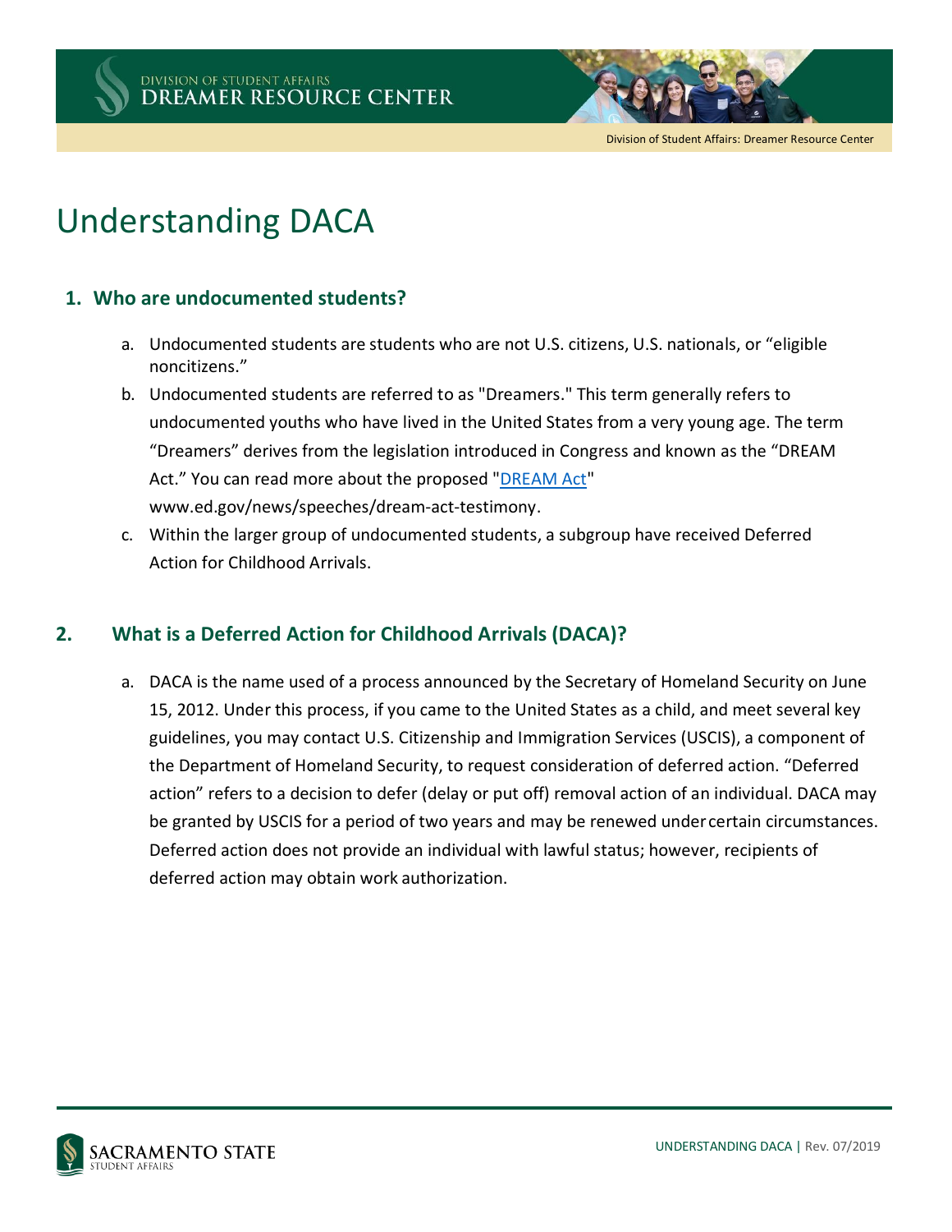# Understanding DACA

## 1. Who are undocumented students?

a. Undocumented students are students who are not U.S. citizens, U.S. nationals, or "eligible noncitizens."

b. Undocumented students are referred to as "Dreamers." This term generally refers to undocumented youths who have lived in the United States from a very young age. The term "Dreamers" derives from the legislation introduced in Congress and known as the "DREAM Act." You can read more about the proposed "DREAM Act" www.ed.gov/news/speeches/dream-act-testimony.

c. Within the larger group of undocumented students, a subgroup have received Deferred Action for Childhood Arrivals.

## 2. What is a Deferred Action for Childhood Arrivals (DACA)?

a. DACA is the name used of a process announced by the Secretary of Homeland Security on June 15, 2012. Under this process, if you came to the United States as a child, and meet several key guidelines, you may contact U.S. Citizenship and Immigration Services (USCIS), a component of the Department of Homeland Security, to request consideration of deferred action. "Deferred action" refers to a decision to defer (delay or put off) removal action of an individual. DACA may be granted by USCIS for a period of two years and may be renewed under certain circumstances. Deferred action does not provide an individual with lawful status; however, recipients of deferred action may obtain work authorization.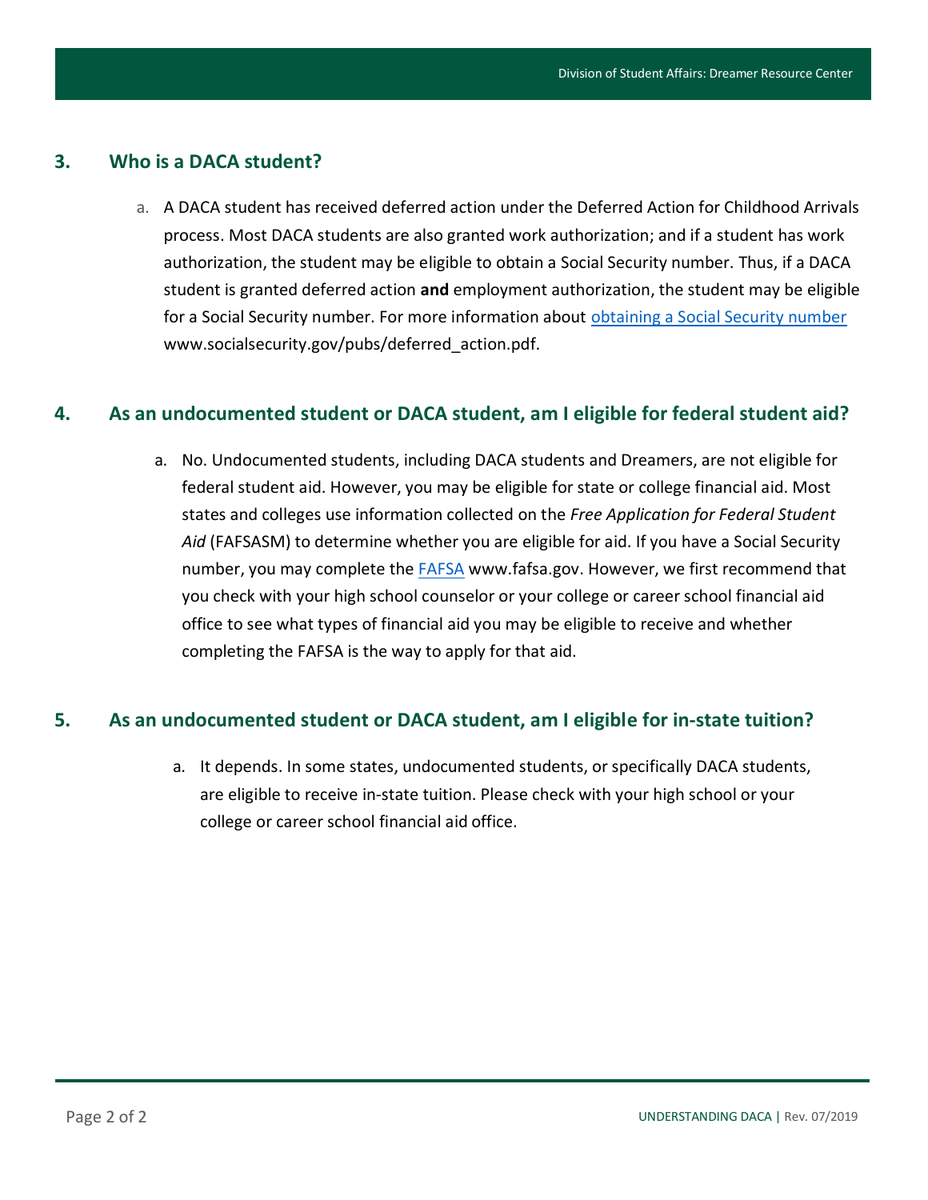## 3. Who is a DACA student?

a. A DACA student has received deferred action under the Deferred Action for Childhood Arrivals process. Most DACA students are also granted work authorization; and if a student has work authorization, the student may be eligible to obtain a Social Security number. Thus, if a DACA student is granted deferred action **and** employment authorization, the student may be eligible for a Social Security number. For more information about [obtaining a Social Security number](www.socialsecurity.gov/pubs/deferred_action.pdf) www.socialsecurity.gov/pubs/deferred_action.pdf.

## 4. As an undocumented student or DACA student, am I eligible for federal student aid?

a. No. Undocumented students, including DACA students and Dreamers, are not eligible for federal student aid. However, you may be eligible for state or college financial aid. Most states and colleges use information collected on the *Free Application for Federal Student Aid* (FAFSASM) to determine whether you are eligible for aid. If you have a Social Security number, you may complete the [FAFSA](www.fafsa.gov) www.fafsa.gov. However, we first recommend that you check with your high school counselor or your college or career school financial aid office to see what types of financial aid you may be eligible to receive and whether completing the FAFSA is the way to apply for that aid.

## 5. As an undocumented student or DACA student, am I eligible for in-state tuition?

a. It depends. In some states, undocumented students, or specifically DACA students, are eligible to receive in-state tuition. Please check with your high school or your college or career school financial aid office.